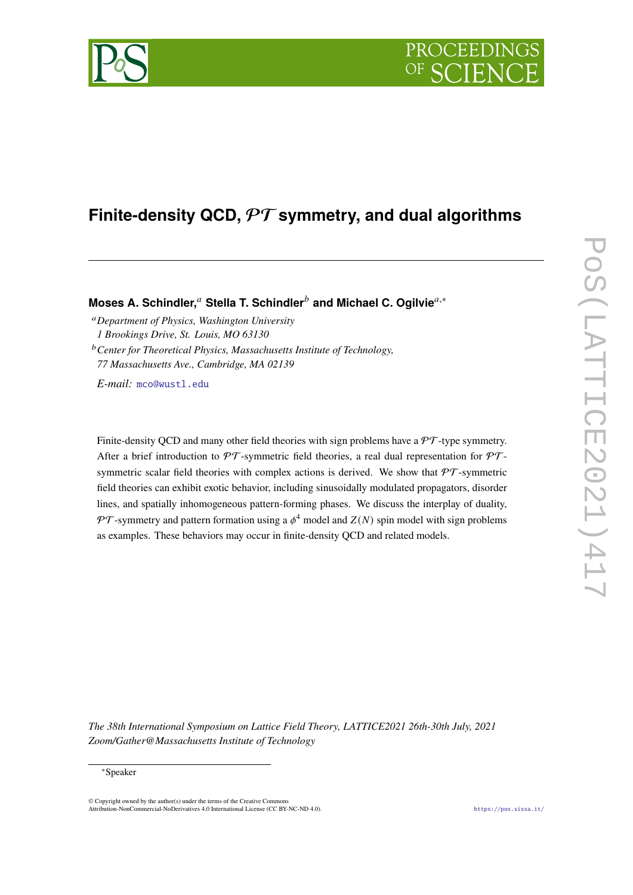# Finite-density QCD, $\mathcal{PT}$ symmetry, and dual algorithms

**Moses A. Schindler,**[a] **Stella T. Schindler**[b] **and Michael C. Ogilvie**[a,*]

[a] *Department of Physics, Washington University*
*1 Brookings Drive, St. Louis, MO 63130*

[b] *Center for Theoretical Physics, Massachusetts Institute of Technology,*
*77 Massachusetts Ave., Cambridge, MA 02139*

*E-mail:* mco@wustl.edu

Finite-density QCD and many other field theories with sign problems have a $\mathcal{PT}$-type symmetry. After a brief introduction to $\mathcal{PT}$-symmetric field theories, a real dual representation for $\mathcal{PT}$-symmetric scalar field theories with complex actions is derived. We show that $\mathcal{PT}$-symmetric field theories can exhibit exotic behavior, including sinusoidally modulated propagators, disorder lines, and spatially inhomogeneous pattern-forming phases. We discuss the interplay of duality, $\mathcal{PT}$-symmetry and pattern formation using a $\phi^4$ model and $Z(N)$ spin model with sign problems as examples. These behaviors may occur in finite-density QCD and related models.

*The 38th International Symposium on Lattice Field Theory, LATTICE2021 26th-30th July, 2021*
*Zoom/Gather@Massachusetts Institute of Technology*

*Speaker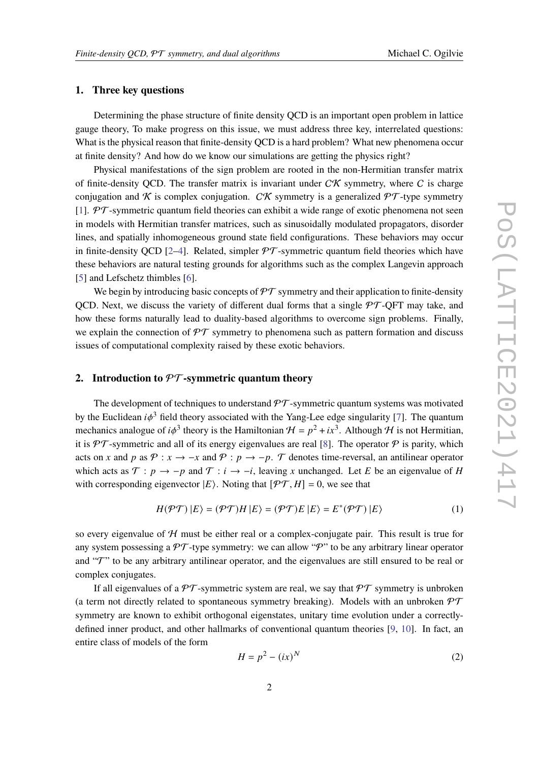## 1. Three key questions

Determining the phase structure of finite density QCD is an important open problem in lattice gauge theory, To make progress on this issue, we must address three key, interrelated questions: What is the physical reason that finite-density QCD is a hard problem? What new phenomena occur at finite density? And how do we know our simulations are getting the physics right?

Physical manifestations of the sign problem are rooted in the non-Hermitian transfer matrix of finite-density QCD. The transfer matrix is invariant under $\mathcal{CK}$ symmetry, where $\mathcal{C}$ is charge conjugation and $\mathcal{K}$ is complex conjugation. $\mathcal{CK}$ symmetry is a generalized $\mathcal{PT}$-type symmetry [1]. $\mathcal{PT}$-symmetric quantum field theories can exhibit a wide range of exotic phenomena not seen in models with Hermitian transfer matrices, such as sinusoidally modulated propagators, disorder lines, and spatially inhomogeneous ground state field configurations. These behaviors may occur in finite-density QCD [2–4]. Related, simpler $\mathcal{PT}$-symmetric quantum field theories which have these behaviors are natural testing grounds for algorithms such as the complex Langevin approach [5] and Lefschetz thimbles [6].

We begin by introducing basic concepts of $\mathcal{PT}$ symmetry and their application to finite-density QCD. Next, we discuss the variety of different dual forms that a single $\mathcal{PT}$-QFT may take, and how these forms naturally lead to duality-based algorithms to overcome sign problems. Finally, we explain the connection of $\mathcal{PT}$ symmetry to phenomena such as pattern formation and discuss issues of computational complexity raised by these exotic behaviors.

## 2. Introduction to $\mathcal{PT}$-symmetric quantum theory

The development of techniques to understand $\mathcal{PT}$-symmetric quantum systems was motivated by the Euclidean $i\phi^3$ field theory associated with the Yang-Lee edge singularity [7]. The quantum mechanics analogue of $i\phi^3$ theory is the Hamiltonian $\mathcal{H} = p^2 + ix^3$. Although $\mathcal{H}$ is not Hermitian, it is $\mathcal{PT}$-symmetric and all of its energy eigenvalues are real [8]. The operator $\mathcal{P}$ is parity, which acts on $x$ and $p$ as $\mathcal{P} : x \to -x$ and $\mathcal{P} : p \to -p$. $\mathcal{T}$ denotes time-reversal, an antilinear operator which acts as $\mathcal{T} : p \to -p$ and $\mathcal{T} : i \to -i$, leaving $x$ unchanged. Let $E$ be an eigenvalue of $H$ with corresponding eigenvector $|E\rangle$. Noting that $[\mathcal{PT}, H] = 0$, we see that

$$H(\mathcal{PT})|E\rangle = (\mathcal{PT})H|E\rangle = (\mathcal{PT})E|E\rangle = E^*(\mathcal{PT})|E\rangle \tag{1}$$

so every eigenvalue of $\mathcal{H}$ must be either real or a complex-conjugate pair. This result is true for any system possessing a $\mathcal{PT}$-type symmetry: we can allow "$\mathcal{P}$" to be any arbitrary linear operator and "$\mathcal{T}$" to be any arbitrary antilinear operator, and the eigenvalues are still ensured to be real or complex conjugates.

If all eigenvalues of a $\mathcal{PT}$-symmetric system are real, we say that $\mathcal{PT}$ symmetry is unbroken (a term not directly related to spontaneous symmetry breaking). Models with an unbroken $\mathcal{PT}$ symmetry are known to exhibit orthogonal eigenstates, unitary time evolution under a correctly-defined inner product, and other hallmarks of conventional quantum theories [9, 10]. In fact, an entire class of models of the form

$$H = p^2 - (ix)^N \tag{2}$$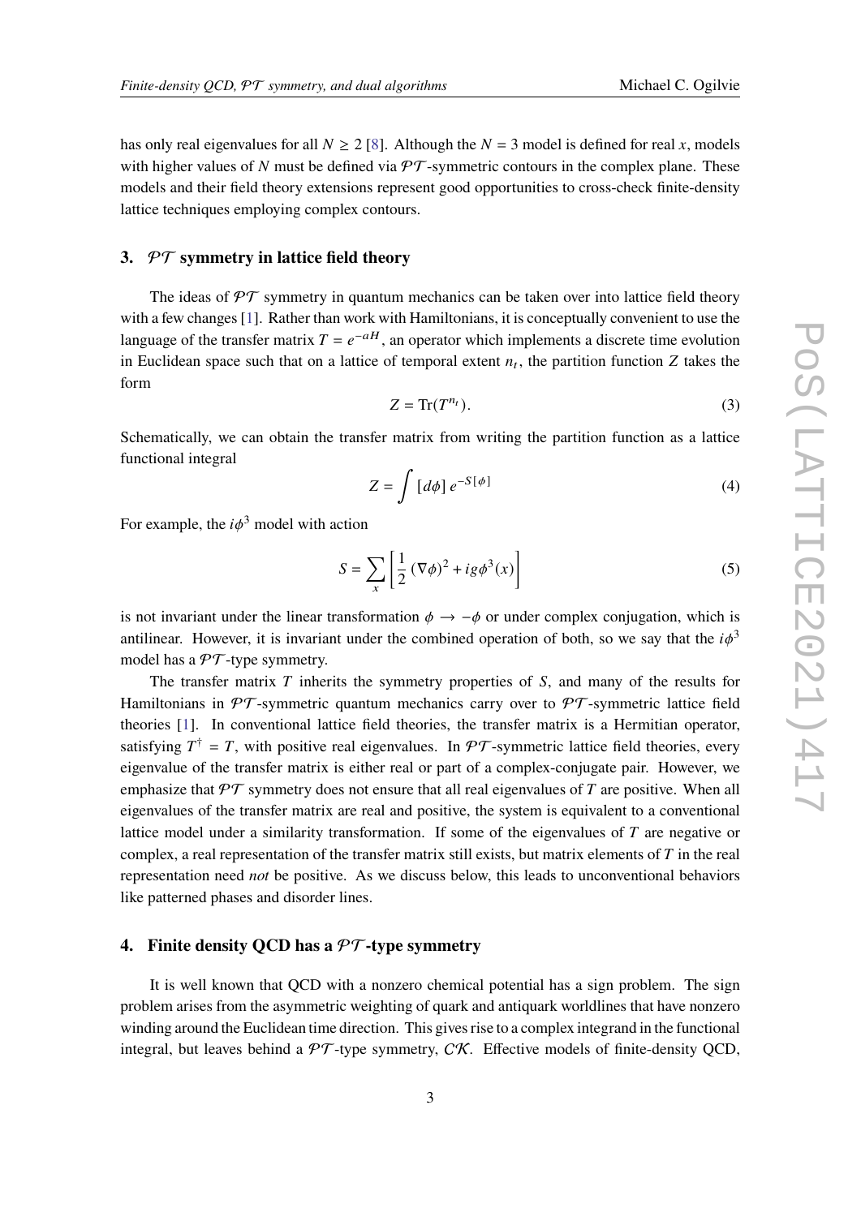has only real eigenvalues for all $N \geq 2$ [8]. Although the $N = 3$ model is defined for real $x$, models with higher values of $N$ must be defined via $\mathcal{PT}$-symmetric contours in the complex plane. These models and their field theory extensions represent good opportunities to cross-check finite-density lattice techniques employing complex contours.

## 3. $\mathcal{PT}$ symmetry in lattice field theory

The ideas of $\mathcal{PT}$ symmetry in quantum mechanics can be taken over into lattice field theory with a few changes [1]. Rather than work with Hamiltonians, it is conceptually convenient to use the language of the transfer matrix $T = e^{-aH}$, an operator which implements a discrete time evolution in Euclidean space such that on a lattice of temporal extent $n_t$, the partition function $Z$ takes the form

$$Z = \mathrm{Tr}(T^{n_t}). \tag{3}$$

Schematically, we can obtain the transfer matrix from writing the partition function as a lattice functional integral

$$Z = \int [d\phi]\, e^{-S[\phi]} \tag{4}$$

For example, the $i\phi^3$ model with action

$$S = \sum_x \left[ \frac{1}{2} (\nabla\phi)^2 + ig\phi^3(x) \right] \tag{5}$$

is not invariant under the linear transformation $\phi \to -\phi$ or under complex conjugation, which is antilinear. However, it is invariant under the combined operation of both, so we say that the $i\phi^3$ model has a $\mathcal{PT}$-type symmetry.

The transfer matrix $T$ inherits the symmetry properties of $S$, and many of the results for Hamiltonians in $\mathcal{PT}$-symmetric quantum mechanics carry over to $\mathcal{PT}$-symmetric lattice field theories [1]. In conventional lattice field theories, the transfer matrix is a Hermitian operator, satisfying $T^\dagger = T$, with positive real eigenvalues. In $\mathcal{PT}$-symmetric lattice field theories, every eigenvalue of the transfer matrix is either real or part of a complex-conjugate pair. However, we emphasize that $\mathcal{PT}$ symmetry does not ensure that all real eigenvalues of $T$ are positive. When all eigenvalues of the transfer matrix are real and positive, the system is equivalent to a conventional lattice model under a similarity transformation. If some of the eigenvalues of $T$ are negative or complex, a real representation of the transfer matrix still exists, but matrix elements of $T$ in the real representation need *not* be positive. As we discuss below, this leads to unconventional behaviors like patterned phases and disorder lines.

## 4. Finite density QCD has a $\mathcal{PT}$-type symmetry

It is well known that QCD with a nonzero chemical potential has a sign problem. The sign problem arises from the asymmetric weighting of quark and antiquark worldlines that have nonzero winding around the Euclidean time direction. This gives rise to a complex integrand in the functional integral, but leaves behind a $\mathcal{PT}$-type symmetry, $\mathcal{CK}$. Effective models of finite-density QCD,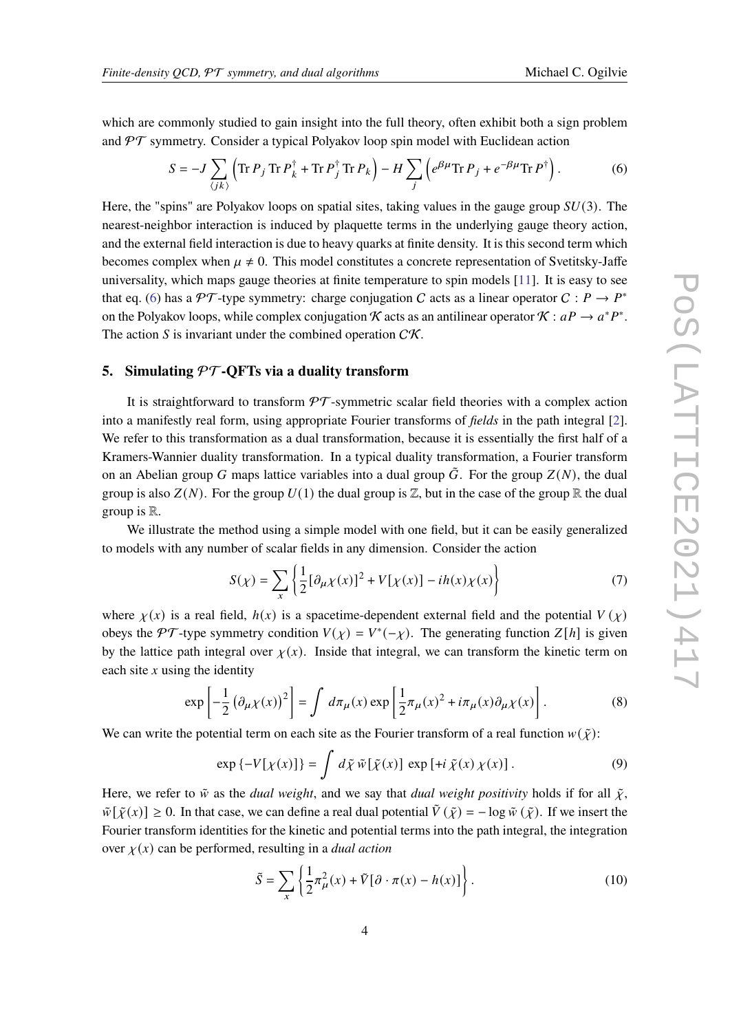which are commonly studied to gain insight into the full theory, often exhibit both a sign problem and $\mathcal{PT}$ symmetry. Consider a typical Polyakov loop spin model with Euclidean action

$$S = -J \sum_{\langle jk \rangle} \left( \mathrm{Tr}\, P_j \,\mathrm{Tr}\, P_k^\dagger + \mathrm{Tr}\, P_j^\dagger \,\mathrm{Tr}\, P_k \right) - H \sum_j \left( e^{\beta\mu} \mathrm{Tr}\, P_j + e^{-\beta\mu} \mathrm{Tr}\, P^\dagger \right). \tag{6}$$

Here, the "spins" are Polyakov loops on spatial sites, taking values in the gauge group $SU(3)$. The nearest-neighbor interaction is induced by plaquette terms in the underlying gauge theory action, and the external field interaction is due to heavy quarks at finite density. It is this second term which becomes complex when $\mu \neq 0$. This model constitutes a concrete representation of Svetitsky-Jaffe universality, which maps gauge theories at finite temperature to spin models [11]. It is easy to see that eq. (6) has a $\mathcal{PT}$-type symmetry: charge conjugation $C$ acts as a linear operator $C : P \to P^*$ on the Polyakov loops, while complex conjugation $\mathcal{K}$ acts as an antilinear operator $\mathcal{K} : aP \to a^* P^*$. The action $S$ is invariant under the combined operation $C\mathcal{K}$.

## 5. Simulating $\mathcal{PT}$-QFTs via a duality transform

It is straightforward to transform $\mathcal{PT}$-symmetric scalar field theories with a complex action into a manifestly real form, using appropriate Fourier transforms of *fields* in the path integral [2]. We refer to this transformation as a dual transformation, because it is essentially the first half of a Kramers-Wannier duality transformation. In a typical duality transformation, a Fourier transform on an Abelian group $G$ maps lattice variables into a dual group $\tilde{G}$. For the group $Z(N)$, the dual group is also $Z(N)$. For the group $U(1)$ the dual group is $\mathbb{Z}$, but in the case of the group $\mathbb{R}$ the dual group is $\mathbb{R}$.

We illustrate the method using a simple model with one field, but it can be easily generalized to models with any number of scalar fields in any dimension. Consider the action

$$S(\chi) = \sum_x \left\{ \frac{1}{2} [\partial_\mu \chi(x)]^2 + V[\chi(x)] - ih(x)\chi(x) \right\} \tag{7}$$

where $\chi(x)$ is a real field, $h(x)$ is a spacetime-dependent external field and the potential $V(\chi)$ obeys the $\mathcal{PT}$-type symmetry condition $V(\chi) = V^*(-\chi)$. The generating function $Z[h]$ is given by the lattice path integral over $\chi(x)$. Inside that integral, we can transform the kinetic term on each site $x$ using the identity

$$\exp\left[ -\frac{1}{2} \left( \partial_\mu \chi(x) \right)^2 \right] = \int d\pi_\mu(x) \exp\left[ \frac{1}{2} \pi_\mu(x)^2 + i\pi_\mu(x) \partial_\mu \chi(x) \right]. \tag{8}$$

We can write the potential term on each site as the Fourier transform of a real function $w(\tilde{\chi})$:

$$\exp\{-V[\chi(x)]\} = \int d\tilde{\chi}\, \tilde{w}[\tilde{\chi}(x)] \, \exp[+i\, \tilde{\chi}(x)\, \chi(x)]. \tag{9}$$

Here, we refer to $\tilde{w}$ as the *dual weight*, and we say that *dual weight positivity* holds if for all $\tilde{\chi}$, $\tilde{w}[\tilde{\chi}(x)] \geq 0$. In that case, we can define a real dual potential $\tilde{V}(\tilde{\chi}) = -\log \tilde{w}(\tilde{\chi})$. If we insert the Fourier transform identities for the kinetic and potential terms into the path integral, the integration over $\chi(x)$ can be performed, resulting in a *dual action*

$$\tilde{S} = \sum_x \left\{ \frac{1}{2} \pi_\mu^2(x) + \tilde{V}[\partial \cdot \pi(x) - h(x)] \right\}. \tag{10}$$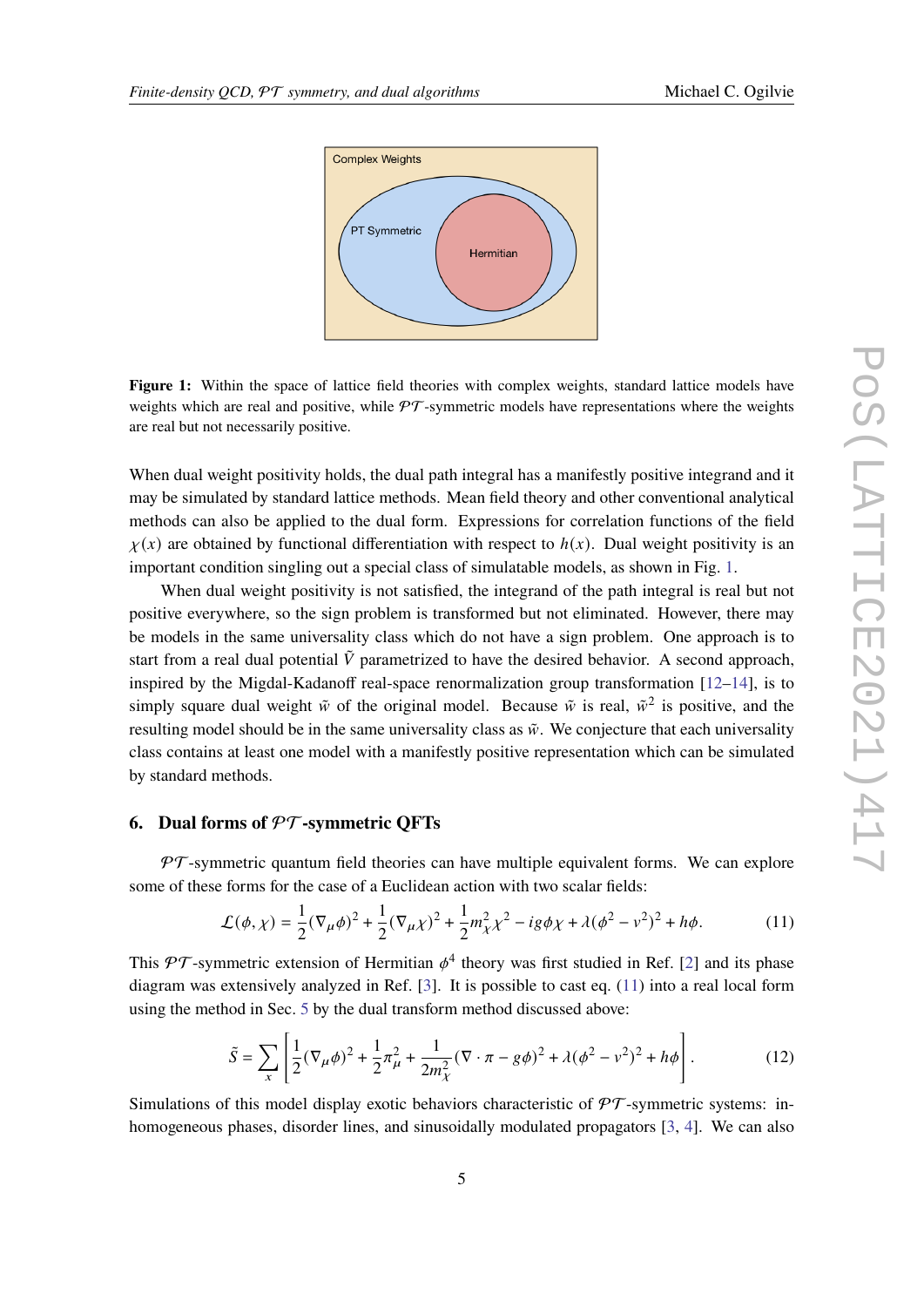Complex Weights

PT Symmetric

Hermitian

**Figure 1:** Within the space of lattice field theories with complex weights, standard lattice models have weights which are real and positive, while $\mathcal{PT}$-symmetric models have representations where the weights are real but not necessarily positive.

When dual weight positivity holds, the dual path integral has a manifestly positive integrand and it may be simulated by standard lattice methods. Mean field theory and other conventional analytical methods can also be applied to the dual form. Expressions for correlation functions of the field $\chi(x)$ are obtained by functional differentiation with respect to $h(x)$. Dual weight positivity is an important condition singling out a special class of simulatable models, as shown in Fig. 1.

When dual weight positivity is not satisfied, the integrand of the path integral is real but not positive everywhere, so the sign problem is transformed but not eliminated. However, there may be models in the same universality class which do not have a sign problem. One approach is to start from a real dual potential $\tilde{V}$ parametrized to have the desired behavior. A second approach, inspired by the Migdal-Kadanoff real-space renormalization group transformation [12–14], is to simply square dual weight $\tilde{w}$ of the original model. Because $\tilde{w}$ is real, $\tilde{w}^2$ is positive, and the resulting model should be in the same universality class as $\tilde{w}$. We conjecture that each universality class contains at least one model with a manifestly positive representation which can be simulated by standard methods.

## 6. Dual forms of $\mathcal{PT}$-symmetric QFTs

$\mathcal{PT}$-symmetric quantum field theories can have multiple equivalent forms. We can explore some of these forms for the case of a Euclidean action with two scalar fields:

$$\mathcal{L}(\phi, \chi) = \frac{1}{2}(\nabla_\mu \phi)^2 + \frac{1}{2}(\nabla_\mu \chi)^2 + \frac{1}{2}m_\chi^2 \chi^2 - ig\phi\chi + \lambda(\phi^2 - v^2)^2 + h\phi. \tag{11}$$

This $\mathcal{PT}$-symmetric extension of Hermitian $\phi^4$ theory was first studied in Ref. [2] and its phase diagram was extensively analyzed in Ref. [3]. It is possible to cast eq. (11) into a real local form using the method in Sec. 5 by the dual transform method discussed above:

$$\tilde{S} = \sum_x \left[ \frac{1}{2}(\nabla_\mu \phi)^2 + \frac{1}{2}\pi_\mu^2 + \frac{1}{2m_\chi^2}(\nabla \cdot \pi - g\phi)^2 + \lambda(\phi^2 - v^2)^2 + h\phi \right]. \tag{12}$$

Simulations of this model display exotic behaviors characteristic of $\mathcal{PT}$-symmetric systems: inhomogeneous phases, disorder lines, and sinusoidally modulated propagators [3, 4]. We can also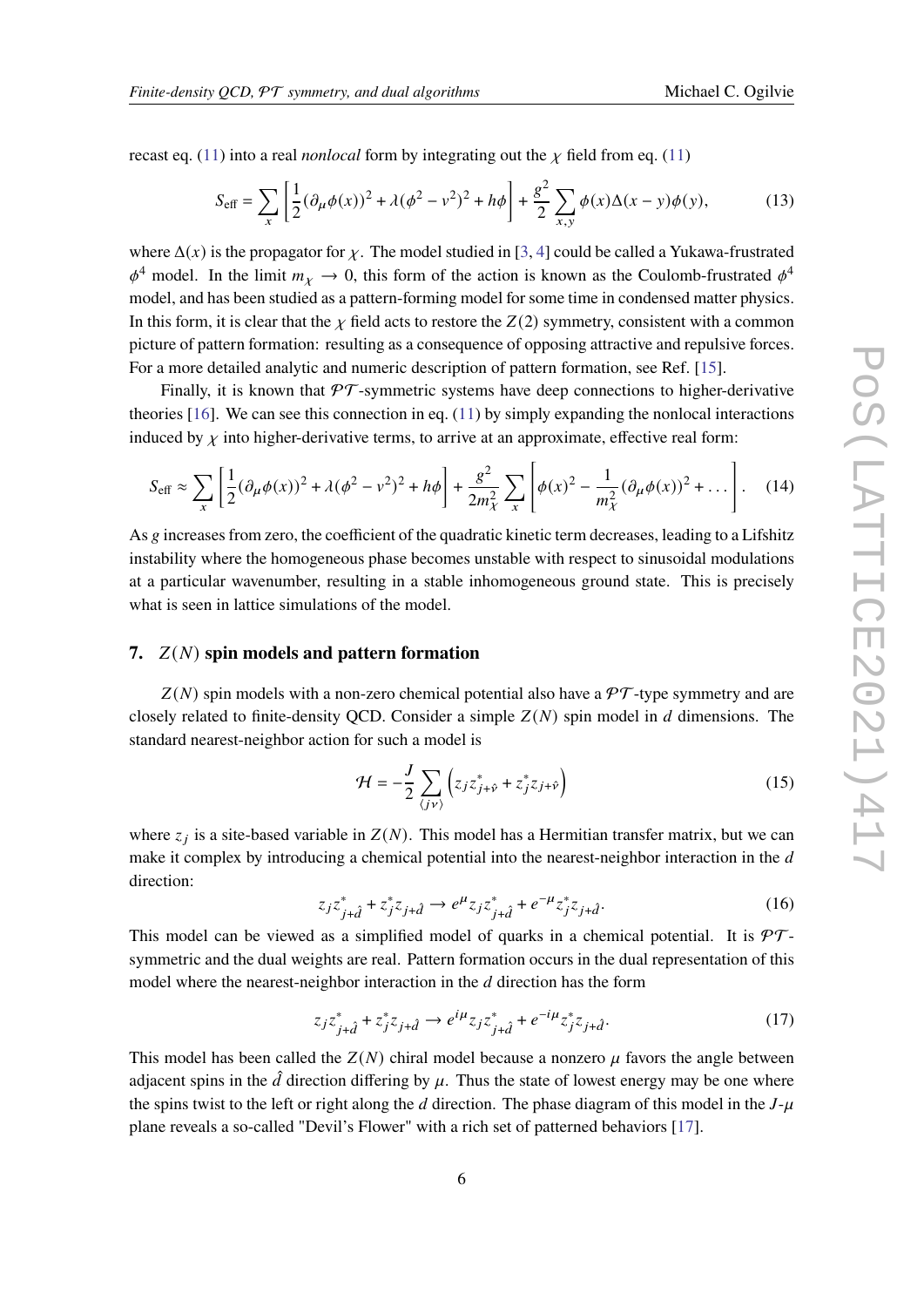recast eq. (11) into a real *nonlocal* form by integrating out the $\chi$ field from eq. (11)

$$S_{\rm eff} = \sum_x \left[ \frac{1}{2}(\partial_\mu \phi(x))^2 + \lambda(\phi^2 - v^2)^2 + h\phi \right] + \frac{g^2}{2} \sum_{x,y} \phi(x)\Delta(x-y)\phi(y), \tag{13}$$

where $\Delta(x)$ is the propagator for $\chi$. The model studied in [3, 4] could be called a Yukawa-frustrated $\phi^4$ model. In the limit $m_\chi \to 0$, this form of the action is known as the Coulomb-frustrated $\phi^4$ model, and has been studied as a pattern-forming model for some time in condensed matter physics. In this form, it is clear that the $\chi$ field acts to restore the $Z(2)$ symmetry, consistent with a common picture of pattern formation: resulting as a consequence of opposing attractive and repulsive forces. For a more detailed analytic and numeric description of pattern formation, see Ref. [15].

Finally, it is known that $\mathcal{PT}$-symmetric systems have deep connections to higher-derivative theories [16]. We can see this connection in eq. (11) by simply expanding the nonlocal interactions induced by $\chi$ into higher-derivative terms, to arrive at an approximate, effective real form:

$$S_{\rm eff} \approx \sum_x \left[ \frac{1}{2}(\partial_\mu \phi(x))^2 + \lambda(\phi^2 - v^2)^2 + h\phi \right] + \frac{g^2}{2m_\chi^2} \sum_x \left[ \phi(x)^2 - \frac{1}{m_\chi^2}(\partial_\mu \phi(x))^2 + \ldots \right]. \tag{14}$$

As $g$ increases from zero, the coefficient of the quadratic kinetic term decreases, leading to a Lifshitz instability where the homogeneous phase becomes unstable with respect to sinusoidal modulations at a particular wavenumber, resulting in a stable inhomogeneous ground state. This is precisely what is seen in lattice simulations of the model.

## 7. $Z(N)$ spin models and pattern formation

$Z(N)$ spin models with a non-zero chemical potential also have a $\mathcal{PT}$-type symmetry and are closely related to finite-density QCD. Consider a simple $Z(N)$ spin model in $d$ dimensions. The standard nearest-neighbor action for such a model is

$$\mathcal{H} = -\frac{J}{2} \sum_{\langle j\nu \rangle} \left( z_j z^*_{j+\hat{\nu}} + z^*_j z_{j+\hat{\nu}} \right) \tag{15}$$

where $z_j$ is a site-based variable in $Z(N)$. This model has a Hermitian transfer matrix, but we can make it complex by introducing a chemical potential into the nearest-neighbor interaction in the $d$ direction:

$$z_j z^*_{j+\hat{d}} + z^*_j z_{j+\hat{d}} \to e^{\mu} z_j z^*_{j+\hat{d}} + e^{-\mu} z^*_j z_{j+\hat{d}}. \tag{16}$$

This model can be viewed as a simplified model of quarks in a chemical potential. It is $\mathcal{PT}$-symmetric and the dual weights are real. Pattern formation occurs in the dual representation of this model where the nearest-neighbor interaction in the $d$ direction has the form

$$z_j z^*_{j+\hat{d}} + z^*_j z_{j+\hat{d}} \to e^{i\mu} z_j z^*_{j+\hat{d}} + e^{-i\mu} z^*_j z_{j+\hat{d}}. \tag{17}$$

This model has been called the $Z(N)$ chiral model because a nonzero $\mu$ favors the angle between adjacent spins in the $\hat{d}$ direction differing by $\mu$. Thus the state of lowest energy may be one where the spins twist to the left or right along the $d$ direction. The phase diagram of this model in the $J$-$\mu$ plane reveals a so-called "Devil's Flower" with a rich set of patterned behaviors [17].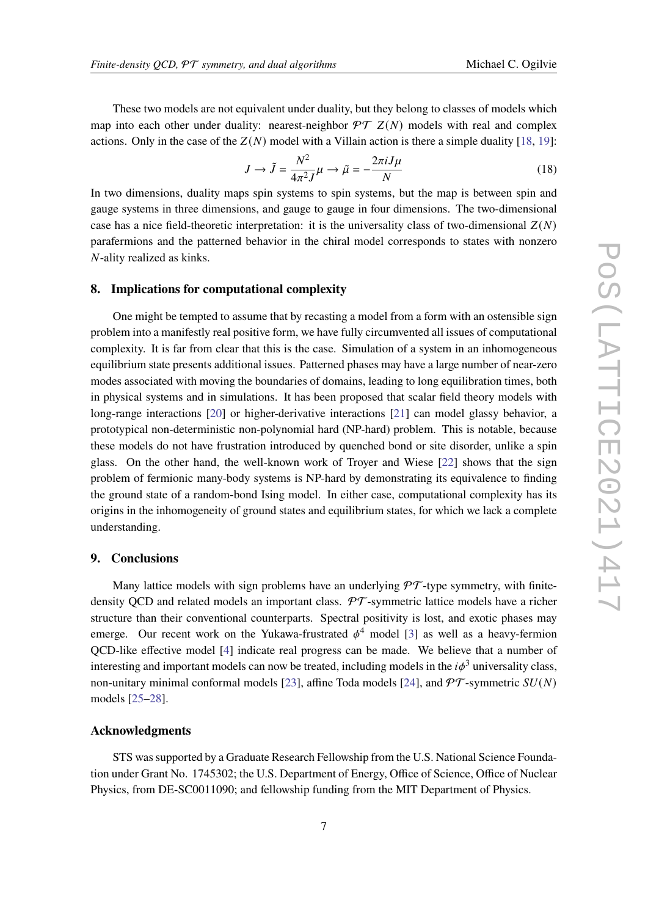These two models are not equivalent under duality, but they belong to classes of models which map into each other under duality: nearest-neighbor $\mathcal{PT}$ $Z(N)$ models with real and complex actions. Only in the case of the $Z(N)$ model with a Villain action is there a simple duality [18, 19]:

$$J \to \tilde{J} = \frac{N^2}{4\pi^2 J}\mu \to \tilde{\mu} = -\frac{2\pi i J \mu}{N} \tag{18}$$

In two dimensions, duality maps spin systems to spin systems, but the map is between spin and gauge systems in three dimensions, and gauge to gauge in four dimensions. The two-dimensional case has a nice field-theoretic interpretation: it is the universality class of two-dimensional $Z(N)$ parafermions and the patterned behavior in the chiral model corresponds to states with nonzero $N$-ality realized as kinks.

## 8. Implications for computational complexity

One might be tempted to assume that by recasting a model from a form with an ostensible sign problem into a manifestly real positive form, we have fully circumvented all issues of computational complexity. It is far from clear that this is the case. Simulation of a system in an inhomogeneous equilibrium state presents additional issues. Patterned phases may have a large number of near-zero modes associated with moving the boundaries of domains, leading to long equilibration times, both in physical systems and in simulations. It has been proposed that scalar field theory models with long-range interactions [20] or higher-derivative interactions [21] can model glassy behavior, a prototypical non-deterministic non-polynomial hard (NP-hard) problem. This is notable, because these models do not have frustration introduced by quenched bond or site disorder, unlike a spin glass. On the other hand, the well-known work of Troyer and Wiese [22] shows that the sign problem of fermionic many-body systems is NP-hard by demonstrating its equivalence to finding the ground state of a random-bond Ising model. In either case, computational complexity has its origins in the inhomogeneity of ground states and equilibrium states, for which we lack a complete understanding.

## 9. Conclusions

Many lattice models with sign problems have an underlying $\mathcal{PT}$-type symmetry, with finite-density QCD and related models an important class. $\mathcal{PT}$-symmetric lattice models have a richer structure than their conventional counterparts. Spectral positivity is lost, and exotic phases may emerge. Our recent work on the Yukawa-frustrated $\phi^4$ model [3] as well as a heavy-fermion QCD-like effective model [4] indicate real progress can be made. We believe that a number of interesting and important models can now be treated, including models in the $i\phi^3$ universality class, non-unitary minimal conformal models [23], affine Toda models [24], and $\mathcal{PT}$-symmetric $SU(N)$ models [25–28].

### Acknowledgments

STS was supported by a Graduate Research Fellowship from the U.S. National Science Foundation under Grant No. 1745302; the U.S. Department of Energy, Office of Science, Office of Nuclear Physics, from DE-SC0011090; and fellowship funding from the MIT Department of Physics.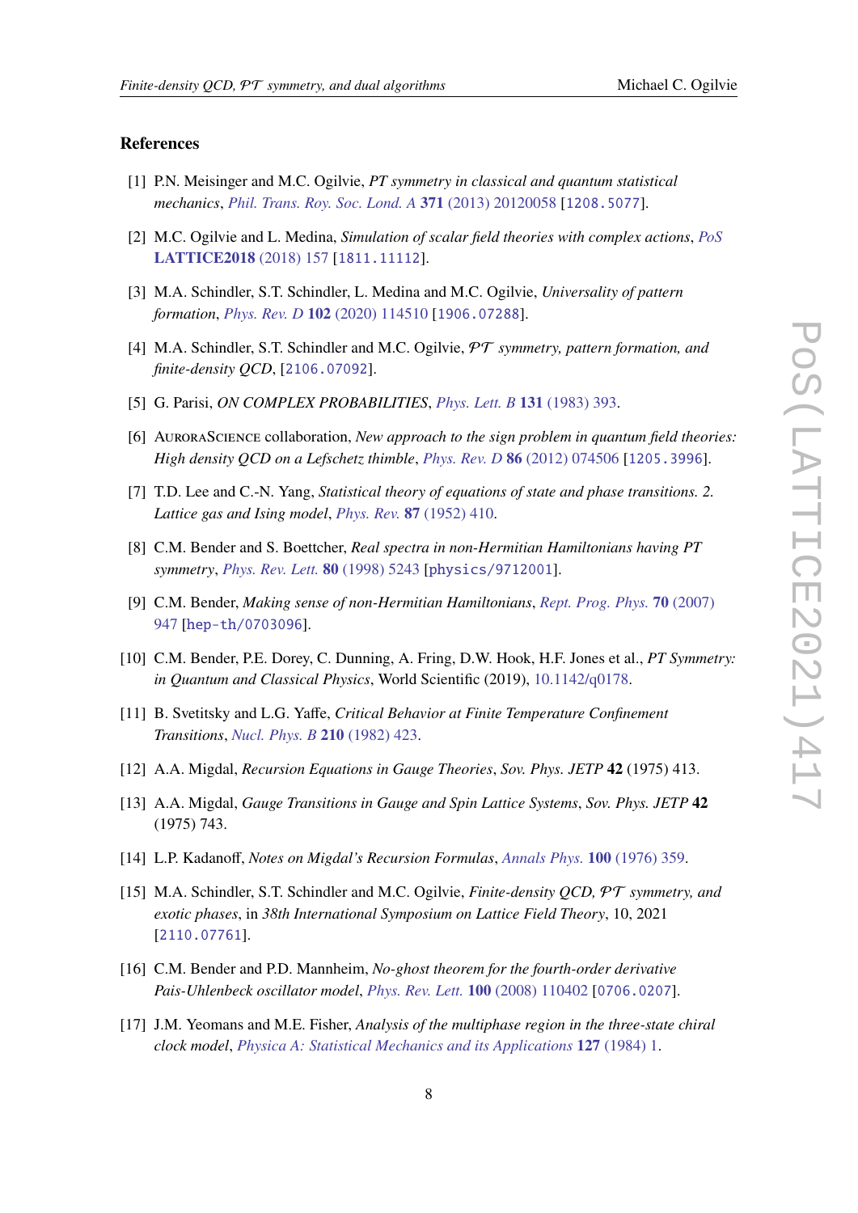## References

[1] P.N. Meisinger and M.C. Ogilvie, *PT symmetry in classical and quantum statistical mechanics*, *Phil. Trans. Roy. Soc. Lond. A* **371** (2013) 20120058 [1208.5077].

[2] M.C. Ogilvie and L. Medina, *Simulation of scalar field theories with complex actions*, *PoS* **LATTICE2018** (2018) 157 [1811.11112].

[3] M.A. Schindler, S.T. Schindler, L. Medina and M.C. Ogilvie, *Universality of pattern formation*, *Phys. Rev. D* **102** (2020) 114510 [1906.07288].

[4] M.A. Schindler, S.T. Schindler and M.C. Ogilvie, *$\mathcal{PT}$ symmetry, pattern formation, and finite-density QCD*, [2106.07092].

[5] G. Parisi, *ON COMPLEX PROBABILITIES*, *Phys. Lett. B* **131** (1983) 393.

[6] AuroraScience collaboration, *New approach to the sign problem in quantum field theories: High density QCD on a Lefschetz thimble*, *Phys. Rev. D* **86** (2012) 074506 [1205.3996].

[7] T.D. Lee and C.-N. Yang, *Statistical theory of equations of state and phase transitions. 2. Lattice gas and Ising model*, *Phys. Rev.* **87** (1952) 410.

[8] C.M. Bender and S. Boettcher, *Real spectra in non-Hermitian Hamiltonians having PT symmetry*, *Phys. Rev. Lett.* **80** (1998) 5243 [physics/9712001].

[9] C.M. Bender, *Making sense of non-Hermitian Hamiltonians*, *Rept. Prog. Phys.* **70** (2007) 947 [hep-th/0703096].

[10] C.M. Bender, P.E. Dorey, C. Dunning, A. Fring, D.W. Hook, H.F. Jones et al., *PT Symmetry: in Quantum and Classical Physics*, World Scientific (2019), 10.1142/q0178.

[11] B. Svetitsky and L.G. Yaffe, *Critical Behavior at Finite Temperature Confinement Transitions*, *Nucl. Phys. B* **210** (1982) 423.

[12] A.A. Migdal, *Recursion Equations in Gauge Theories*, *Sov. Phys. JETP* **42** (1975) 413.

[13] A.A. Migdal, *Gauge Transitions in Gauge and Spin Lattice Systems*, *Sov. Phys. JETP* **42** (1975) 743.

[14] L.P. Kadanoff, *Notes on Migdal's Recursion Formulas*, *Annals Phys.* **100** (1976) 359.

[15] M.A. Schindler, S.T. Schindler and M.C. Ogilvie, *Finite-density QCD, $\mathcal{PT}$ symmetry, and exotic phases*, in *38th International Symposium on Lattice Field Theory*, 10, 2021 [2110.07761].

[16] C.M. Bender and P.D. Mannheim, *No-ghost theorem for the fourth-order derivative Pais-Uhlenbeck oscillator model*, *Phys. Rev. Lett.* **100** (2008) 110402 [0706.0207].

[17] J.M. Yeomans and M.E. Fisher, *Analysis of the multiphase region in the three-state chiral clock model*, *Physica A: Statistical Mechanics and its Applications* **127** (1984) 1.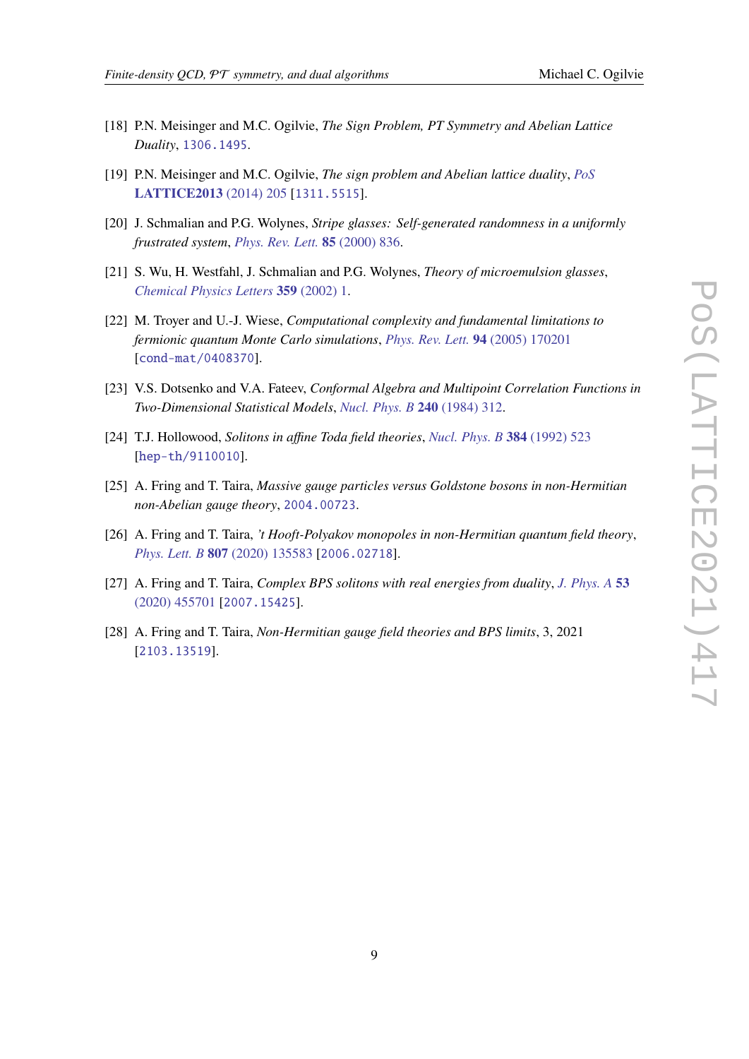[18] P.N. Meisinger and M.C. Ogilvie, *The Sign Problem, PT Symmetry and Abelian Lattice Duality*, 1306.1495.

[19] P.N. Meisinger and M.C. Ogilvie, *The sign problem and Abelian lattice duality*, *PoS* **LATTICE2013** (2014) 205 [1311.5515].

[20] J. Schmalian and P.G. Wolynes, *Stripe glasses: Self-generated randomness in a uniformly frustrated system*, *Phys. Rev. Lett.* **85** (2000) 836.

[21] S. Wu, H. Westfahl, J. Schmalian and P.G. Wolynes, *Theory of microemulsion glasses*, *Chemical Physics Letters* **359** (2002) 1.

[22] M. Troyer and U.-J. Wiese, *Computational complexity and fundamental limitations to fermionic quantum Monte Carlo simulations*, *Phys. Rev. Lett.* **94** (2005) 170201 [cond-mat/0408370].

[23] V.S. Dotsenko and V.A. Fateev, *Conformal Algebra and Multipoint Correlation Functions in Two-Dimensional Statistical Models*, *Nucl. Phys. B* **240** (1984) 312.

[24] T.J. Hollowood, *Solitons in affine Toda field theories*, *Nucl. Phys. B* **384** (1992) 523 [hep-th/9110010].

[25] A. Fring and T. Taira, *Massive gauge particles versus Goldstone bosons in non-Hermitian non-Abelian gauge theory*, 2004.00723.

[26] A. Fring and T. Taira, *'t Hooft-Polyakov monopoles in non-Hermitian quantum field theory*, *Phys. Lett. B* **807** (2020) 135583 [2006.02718].

[27] A. Fring and T. Taira, *Complex BPS solitons with real energies from duality*, *J. Phys. A* **53** (2020) 455701 [2007.15425].

[28] A. Fring and T. Taira, *Non-Hermitian gauge field theories and BPS limits*, 3, 2021 [2103.13519].